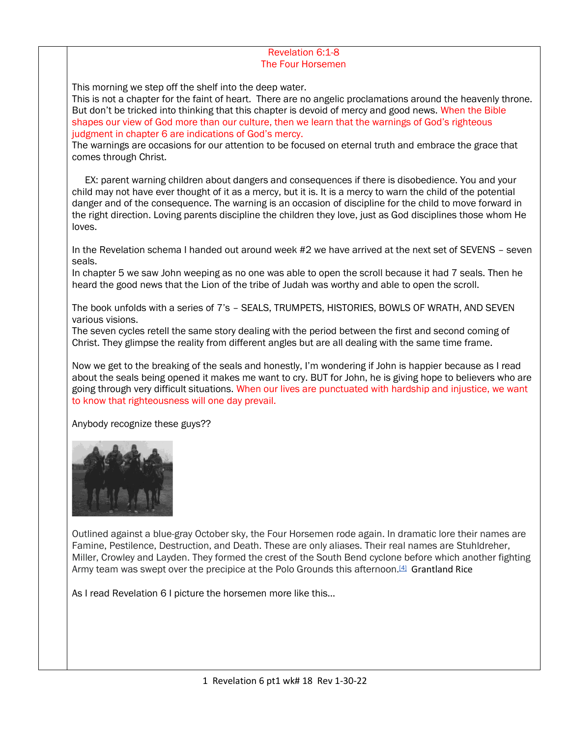# Revelation 6:1-8
## The Four Horsemen

This morning we step off the shelf into the deep water.
This is not a chapter for the faint of heart. There are no angelic proclamations around the heavenly throne. But don't be tricked into thinking that this chapter is devoid of mercy and good news. When the Bible shapes our view of God more than our culture, then we learn that the warnings of God's righteous judgment in chapter 6 are indications of God's mercy.
The warnings are occasions for our attention to be focused on eternal truth and embrace the grace that comes through Christ.

EX: parent warning children about dangers and consequences if there is disobedience. You and your child may not have ever thought of it as a mercy, but it is. It is a mercy to warn the child of the potential danger and of the consequence. The warning is an occasion of discipline for the child to move forward in the right direction. Loving parents discipline the children they love, just as God disciplines those whom He loves.

In the Revelation schema I handed out around week #2 we have arrived at the next set of SEVENS – seven seals.
In chapter 5 we saw John weeping as no one was able to open the scroll because it had 7 seals. Then he heard the good news that the Lion of the tribe of Judah was worthy and able to open the scroll.

The book unfolds with a series of 7's – SEALS, TRUMPETS, HISTORIES, BOWLS OF WRATH, AND SEVEN various visions.
The seven cycles retell the same story dealing with the period between the first and second coming of Christ. They glimpse the reality from different angles but are all dealing with the same time frame.

Now we get to the breaking of the seals and honestly, I'm wondering if John is happier because as I read about the seals being opened it makes me want to cry. BUT for John, he is giving hope to believers who are going through very difficult situations. When our lives are punctuated with hardship and injustice, we want to know that righteousness will one day prevail.

Anybody recognize these guys??

Outlined against a blue-gray October sky, the Four Horsemen rode again. In dramatic lore their names are Famine, Pestilence, Destruction, and Death. These are only aliases. Their real names are Stuhldreher, Miller, Crowley and Layden. They formed the crest of the South Bend cyclone before which another fighting Army team was swept over the precipice at the Polo Grounds this afternoon.[4] Grantland Rice

As I read Revelation 6 I picture the horsemen more like this…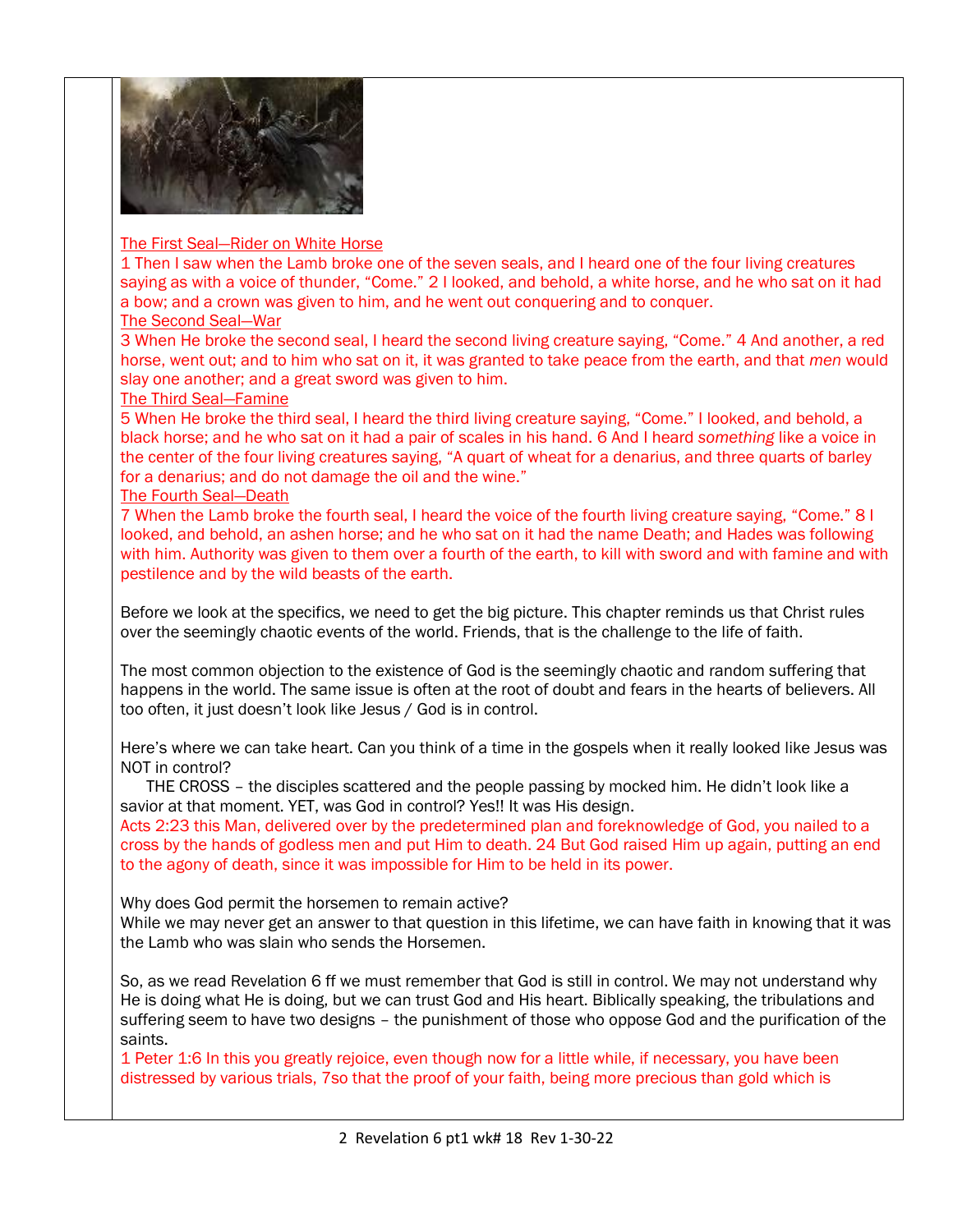The First Seal—Rider on White Horse

1 Then I saw when the Lamb broke one of the seven seals, and I heard one of the four living creatures saying as with a voice of thunder, "Come." 2 I looked, and behold, a white horse, and he who sat on it had a bow; and a crown was given to him, and he went out conquering and to conquer.

The Second Seal—War

3 When He broke the second seal, I heard the second living creature saying, "Come." 4 And another, a red horse, went out; and to him who sat on it, it was granted to take peace from the earth, and that *men* would slay one another; and a great sword was given to him.

The Third Seal—Famine

5 When He broke the third seal, I heard the third living creature saying, "Come." I looked, and behold, a black horse; and he who sat on it had a pair of scales in his hand. 6 And I heard *something* like a voice in the center of the four living creatures saying, "A quart of wheat for a denarius, and three quarts of barley for a denarius; and do not damage the oil and the wine."

The Fourth Seal—Death

7 When the Lamb broke the fourth seal, I heard the voice of the fourth living creature saying, "Come." 8 I looked, and behold, an ashen horse; and he who sat on it had the name Death; and Hades was following with him. Authority was given to them over a fourth of the earth, to kill with sword and with famine and with pestilence and by the wild beasts of the earth.

Before we look at the specifics, we need to get the big picture. This chapter reminds us that Christ rules over the seemingly chaotic events of the world. Friends, that is the challenge to the life of faith.

The most common objection to the existence of God is the seemingly chaotic and random suffering that happens in the world. The same issue is often at the root of doubt and fears in the hearts of believers. All too often, it just doesn't look like Jesus / God is in control.

Here's where we can take heart. Can you think of a time in the gospels when it really looked like Jesus was NOT in control?

THE CROSS – the disciples scattered and the people passing by mocked him. He didn't look like a savior at that moment. YET, was God in control? Yes!! It was His design.

Acts 2:23 this Man, delivered over by the predetermined plan and foreknowledge of God, you nailed to a cross by the hands of godless men and put Him to death. 24 But God raised Him up again, putting an end to the agony of death, since it was impossible for Him to be held in its power.

Why does God permit the horsemen to remain active?

While we may never get an answer to that question in this lifetime, we can have faith in knowing that it was the Lamb who was slain who sends the Horsemen.

So, as we read Revelation 6 ff we must remember that God is still in control. We may not understand why He is doing what He is doing, but we can trust God and His heart. Biblically speaking, the tribulations and suffering seem to have two designs – the punishment of those who oppose God and the purification of the saints.

1 Peter 1:6 In this you greatly rejoice, even though now for a little while, if necessary, you have been distressed by various trials, 7so that the proof of your faith, being more precious than gold which is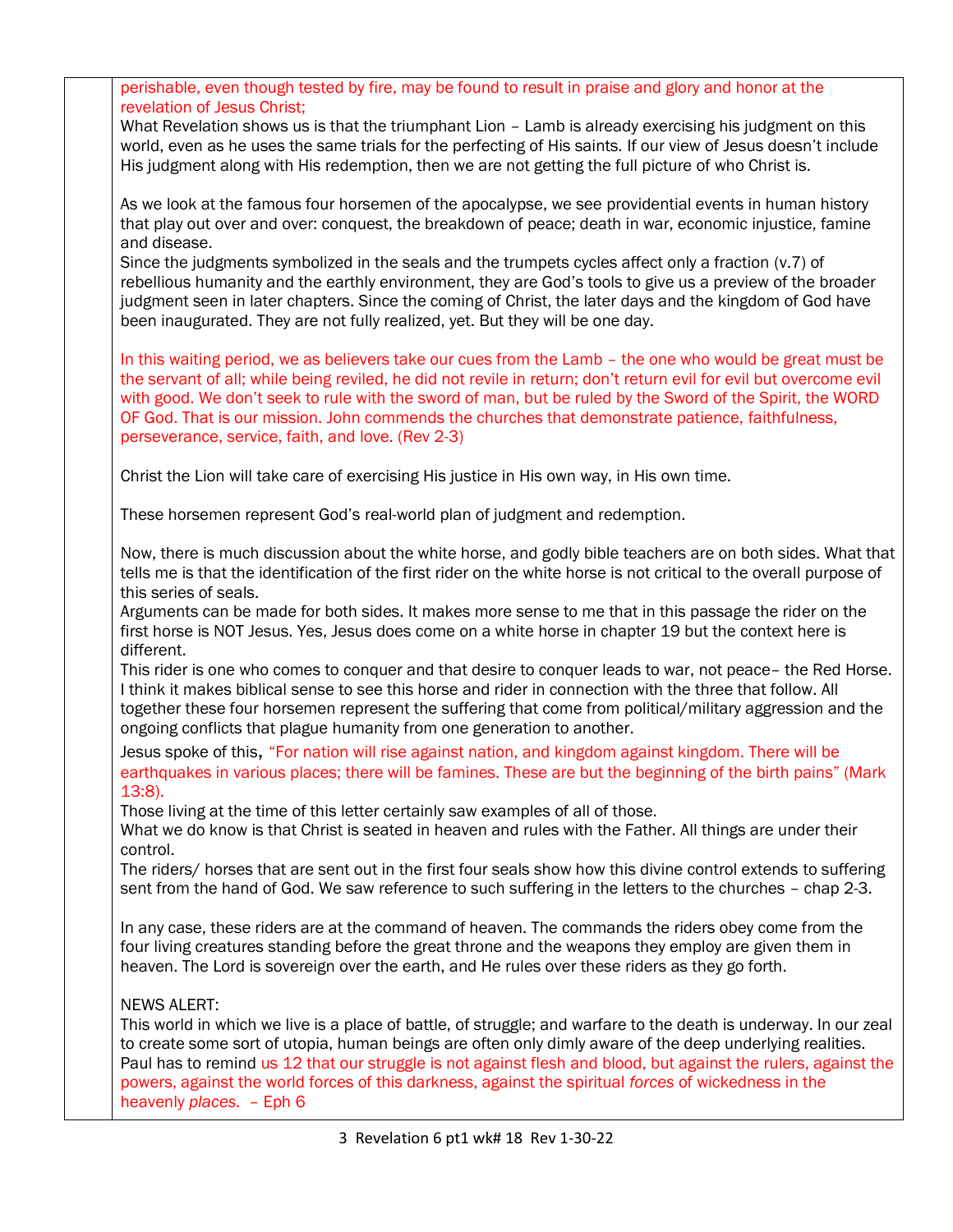perishable, even though tested by fire, may be found to result in praise and glory and honor at the revelation of Jesus Christ;

What Revelation shows us is that the triumphant Lion – Lamb is already exercising his judgment on this world, even as he uses the same trials for the perfecting of His saints. If our view of Jesus doesn't include His judgment along with His redemption, then we are not getting the full picture of who Christ is.

As we look at the famous four horsemen of the apocalypse, we see providential events in human history that play out over and over: conquest, the breakdown of peace; death in war, economic injustice, famine and disease.

Since the judgments symbolized in the seals and the trumpets cycles affect only a fraction (v.7) of rebellious humanity and the earthly environment, they are God's tools to give us a preview of the broader judgment seen in later chapters. Since the coming of Christ, the later days and the kingdom of God have been inaugurated. They are not fully realized, yet. But they will be one day.

In this waiting period, we as believers take our cues from the Lamb – the one who would be great must be the servant of all; while being reviled, he did not revile in return; don't return evil for evil but overcome evil with good. We don't seek to rule with the sword of man, but be ruled by the Sword of the Spirit, the WORD OF God. That is our mission. John commends the churches that demonstrate patience, faithfulness, perseverance, service, faith, and love. (Rev 2-3)

Christ the Lion will take care of exercising His justice in His own way, in His own time.

These horsemen represent God's real-world plan of judgment and redemption.

Now, there is much discussion about the white horse, and godly bible teachers are on both sides. What that tells me is that the identification of the first rider on the white horse is not critical to the overall purpose of this series of seals.

Arguments can be made for both sides. It makes more sense to me that in this passage the rider on the first horse is NOT Jesus. Yes, Jesus does come on a white horse in chapter 19 but the context here is different.

This rider is one who comes to conquer and that desire to conquer leads to war, not peace– the Red Horse. I think it makes biblical sense to see this horse and rider in connection with the three that follow. All together these four horsemen represent the suffering that come from political/military aggression and the ongoing conflicts that plague humanity from one generation to another.

Jesus spoke of this, "For nation will rise against nation, and kingdom against kingdom. There will be earthquakes in various places; there will be famines. These are but the beginning of the birth pains" (Mark 13:8).

Those living at the time of this letter certainly saw examples of all of those.

What we do know is that Christ is seated in heaven and rules with the Father. All things are under their control.

The riders/ horses that are sent out in the first four seals show how this divine control extends to suffering sent from the hand of God. We saw reference to such suffering in the letters to the churches – chap 2-3.

In any case, these riders are at the command of heaven. The commands the riders obey come from the four living creatures standing before the great throne and the weapons they employ are given them in heaven. The Lord is sovereign over the earth, and He rules over these riders as they go forth.

NEWS ALERT:

This world in which we live is a place of battle, of struggle; and warfare to the death is underway. In our zeal to create some sort of utopia, human beings are often only dimly aware of the deep underlying realities. Paul has to remind us 12 that our struggle is not against flesh and blood, but against the rulers, against the powers, against the world forces of this darkness, against the spiritual *forces* of wickedness in the heavenly *places*. – Eph 6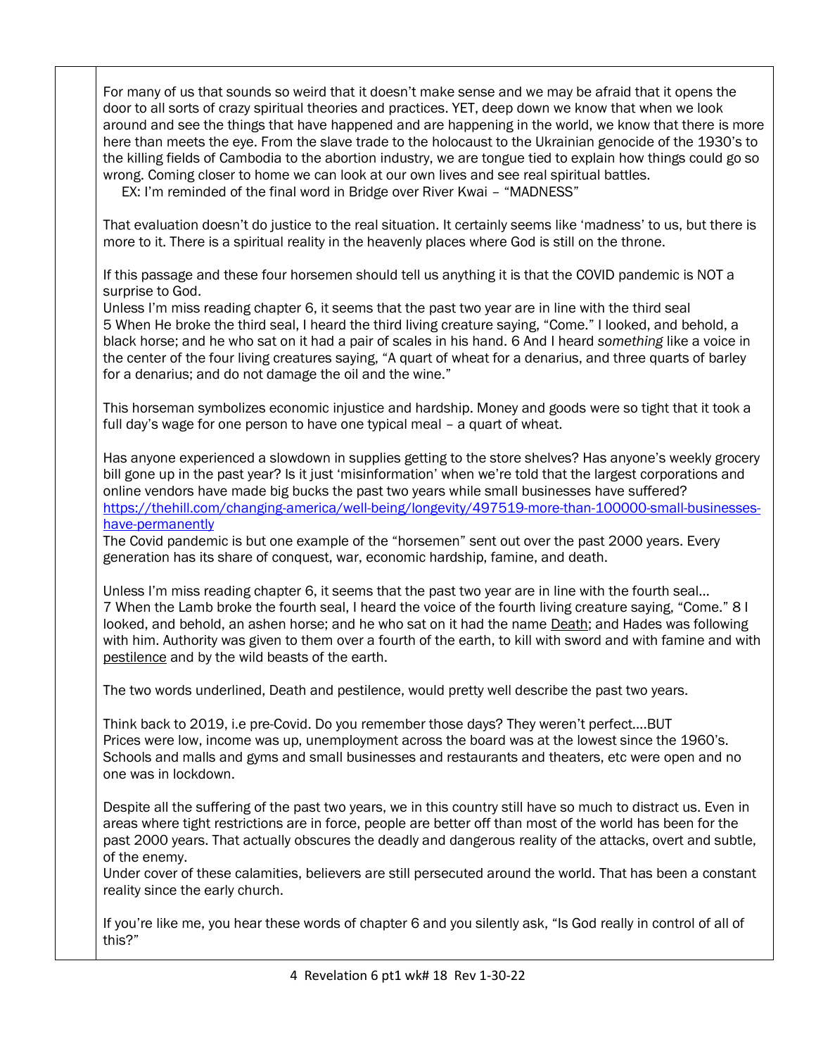For many of us that sounds so weird that it doesn't make sense and we may be afraid that it opens the door to all sorts of crazy spiritual theories and practices. YET, deep down we know that when we look around and see the things that have happened and are happening in the world, we know that there is more here than meets the eye. From the slave trade to the holocaust to the Ukrainian genocide of the 1930's to the killing fields of Cambodia to the abortion industry, we are tongue tied to explain how things could go so wrong. Coming closer to home we can look at our own lives and see real spiritual battles.

EX: I'm reminded of the final word in Bridge over River Kwai – "MADNESS"

That evaluation doesn't do justice to the real situation. It certainly seems like 'madness' to us, but there is more to it. There is a spiritual reality in the heavenly places where God is still on the throne.

If this passage and these four horsemen should tell us anything it is that the COVID pandemic is NOT a surprise to God.

Unless I'm miss reading chapter 6, it seems that the past two year are in line with the third seal

5 When He broke the third seal, I heard the third living creature saying, "Come." I looked, and behold, a black horse; and he who sat on it had a pair of scales in his hand. 6 And I heard *something* like a voice in the center of the four living creatures saying, "A quart of wheat for a denarius, and three quarts of barley for a denarius; and do not damage the oil and the wine."

This horseman symbolizes economic injustice and hardship. Money and goods were so tight that it took a full day's wage for one person to have one typical meal – a quart of wheat.

Has anyone experienced a slowdown in supplies getting to the store shelves? Has anyone's weekly grocery bill gone up in the past year? Is it just 'misinformation' when we're told that the largest corporations and online vendors have made big bucks the past two years while small businesses have suffered?

[https://thehill.com/changing-america/well-being/longevity/497519-more-than-100000-small-businesses-have-permanently](https://thehill.com/changing-america/well-being/longevity/497519-more-than-100000-small-businesses-have-permanently)

The Covid pandemic is but one example of the "horsemen" sent out over the past 2000 years. Every generation has its share of conquest, war, economic hardship, famine, and death.

Unless I'm miss reading chapter 6, it seems that the past two year are in line with the fourth seal...

7 When the Lamb broke the fourth seal, I heard the voice of the fourth living creature saying, "Come." 8 I looked, and behold, an ashen horse; and he who sat on it had the name <u>Death</u>; and Hades was following with him. Authority was given to them over a fourth of the earth, to kill with sword and with famine and with <u>pestilence</u> and by the wild beasts of the earth.

The two words underlined, Death and pestilence, would pretty well describe the past two years.

Think back to 2019, i.e pre-Covid. Do you remember those days? They weren't perfect....BUT

Prices were low, income was up, unemployment across the board was at the lowest since the 1960's. Schools and malls and gyms and small businesses and restaurants and theaters, etc were open and no one was in lockdown.

Despite all the suffering of the past two years, we in this country still have so much to distract us. Even in areas where tight restrictions are in force, people are better off than most of the world has been for the past 2000 years. That actually obscures the deadly and dangerous reality of the attacks, overt and subtle, of the enemy.

Under cover of these calamities, believers are still persecuted around the world. That has been a constant reality since the early church.

If you're like me, you hear these words of chapter 6 and you silently ask, "Is God really in control of all of this?"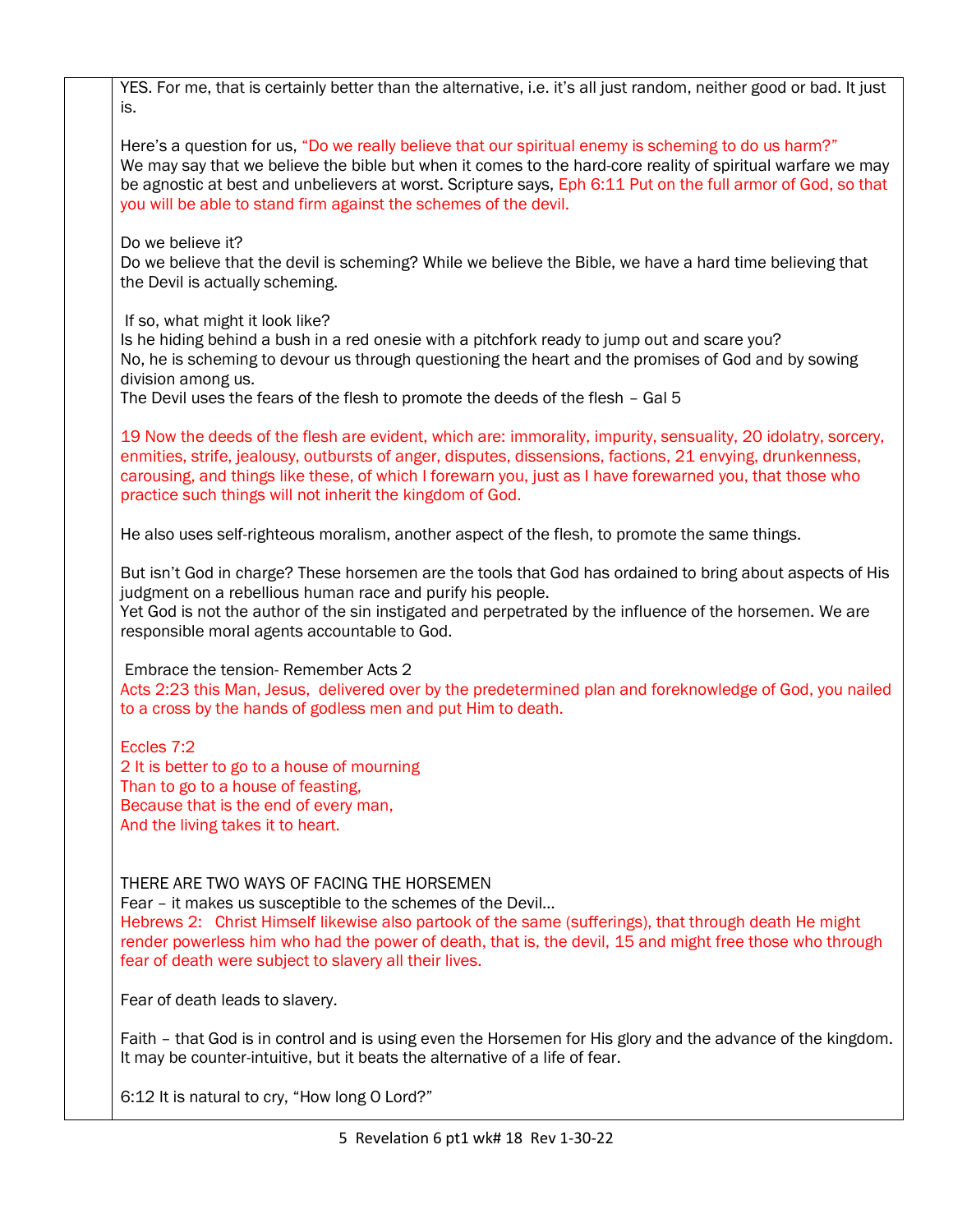YES. For me, that is certainly better than the alternative, i.e. it's all just random, neither good or bad. It just is.

Here's a question for us, "Do we really believe that our spiritual enemy is scheming to do us harm?"
We may say that we believe the bible but when it comes to the hard-core reality of spiritual warfare we may be agnostic at best and unbelievers at worst. Scripture says, Eph 6:11 Put on the full armor of God, so that you will be able to stand firm against the schemes of the devil.

Do we believe it?
Do we believe that the devil is scheming? While we believe the Bible, we have a hard time believing that the Devil is actually scheming.

If so, what might it look like?
Is he hiding behind a bush in a red onesie with a pitchfork ready to jump out and scare you?
No, he is scheming to devour us through questioning the heart and the promises of God and by sowing division among us.
The Devil uses the fears of the flesh to promote the deeds of the flesh – Gal 5

19 Now the deeds of the flesh are evident, which are: immorality, impurity, sensuality, 20 idolatry, sorcery, enmities, strife, jealousy, outbursts of anger, disputes, dissensions, factions, 21 envying, drunkenness, carousing, and things like these, of which I forewarn you, just as I have forewarned you, that those who practice such things will not inherit the kingdom of God.

He also uses self-righteous moralism, another aspect of the flesh, to promote the same things.

But isn't God in charge? These horsemen are the tools that God has ordained to bring about aspects of His judgment on a rebellious human race and purify his people.
Yet God is not the author of the sin instigated and perpetrated by the influence of the horsemen. We are responsible moral agents accountable to God.

Embrace the tension- Remember Acts 2
Acts 2:23 this Man, Jesus, delivered over by the predetermined plan and foreknowledge of God, you nailed to a cross by the hands of godless men and put Him to death.

Eccles 7:2
2 It is better to go to a house of mourning
Than to go to a house of feasting,
Because that is the end of every man,
And the living takes it to heart.

THERE ARE TWO WAYS OF FACING THE HORSEMEN
Fear – it makes us susceptible to the schemes of the Devil…
Hebrews 2: Christ Himself likewise also partook of the same (sufferings), that through death He might render powerless him who had the power of death, that is, the devil, 15 and might free those who through fear of death were subject to slavery all their lives.

Fear of death leads to slavery.

Faith – that God is in control and is using even the Horsemen for His glory and the advance of the kingdom. It may be counter-intuitive, but it beats the alternative of a life of fear.

6:12 It is natural to cry, "How long O Lord?"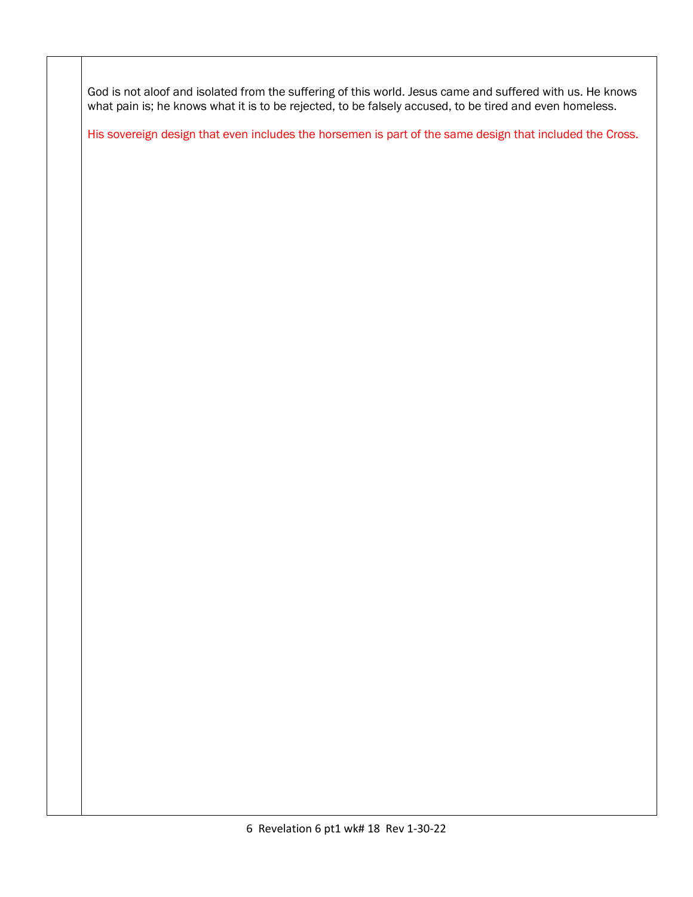God is not aloof and isolated from the suffering of this world. Jesus came and suffered with us. He knows what pain is; he knows what it is to be rejected, to be falsely accused, to be tired and even homeless.

His sovereign design that even includes the horsemen is part of the same design that included the Cross.